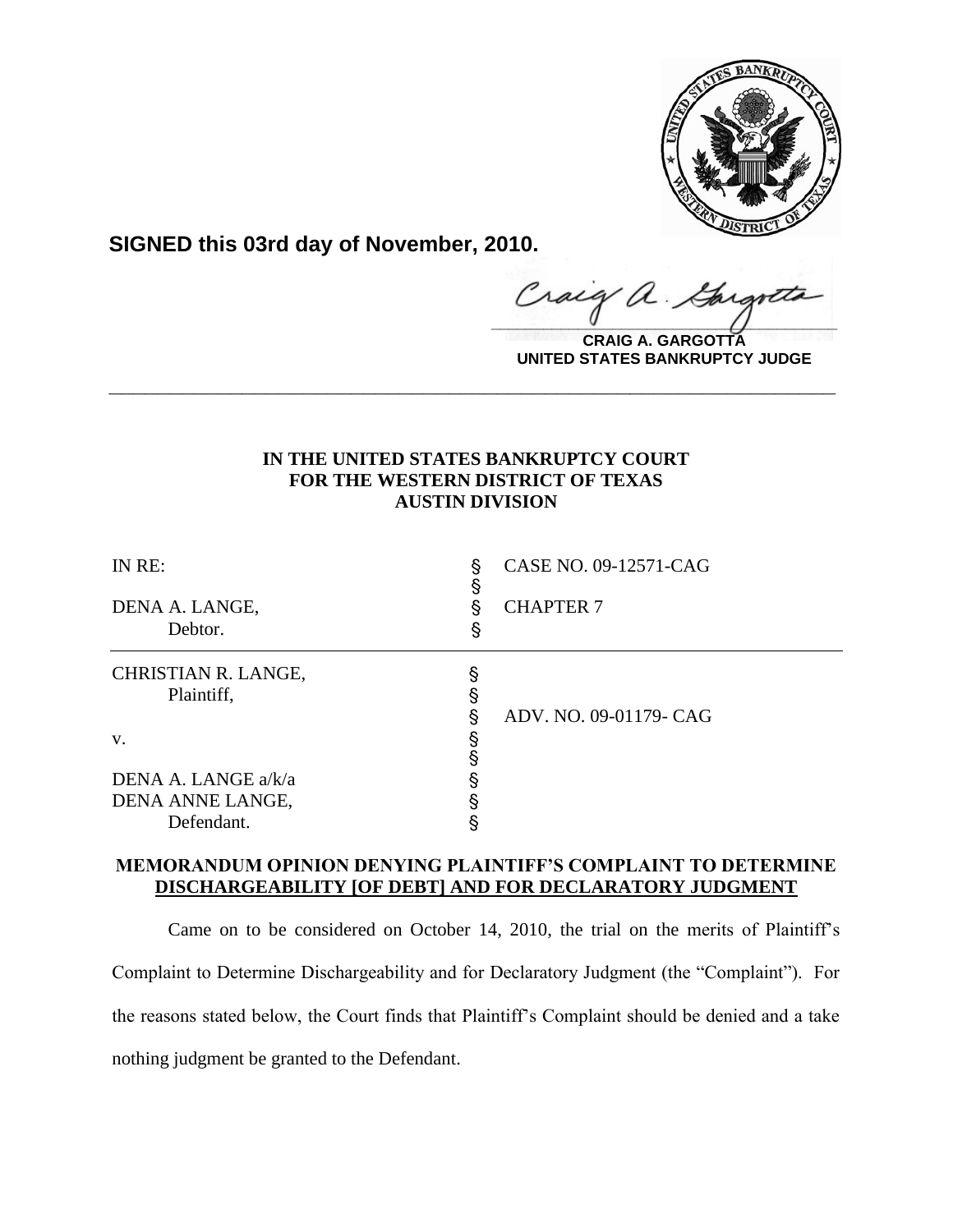**SIGNED this 03rd day of November, 2010.**

**CRAIG A. GARGOTTA**
**UNITED STATES BANKRUPTCY JUDGE**

---

**IN THE UNITED STATES BANKRUPTCY COURT**
**FOR THE WESTERN DISTRICT OF TEXAS**
**AUSTIN DIVISION**

| | | |
|---|---|---|
| IN RE: | § | CASE NO. 09-12571-CAG |
| | § | |
| DENA A. LANGE, | § | CHAPTER 7 |
| Debtor. | § | |
| CHRISTIAN R. LANGE, | § | |
| Plaintiff, | § | |
| | § | ADV. NO. 09-01179- CAG |
| v. | § | |
| | § | |
| DENA A. LANGE a/k/a | § | |
| DENA ANNE LANGE, | § | |
| Defendant. | § | |

**MEMORANDUM OPINION DENYING PLAINTIFF'S COMPLAINT TO DETERMINE DISCHARGEABILITY [OF DEBT] AND FOR DECLARATORY JUDGMENT**

Came on to be considered on October 14, 2010, the trial on the merits of Plaintiff's Complaint to Determine Dischargeability and for Declaratory Judgment (the "Complaint"). For the reasons stated below, the Court finds that Plaintiff's Complaint should be denied and a take nothing judgment be granted to the Defendant.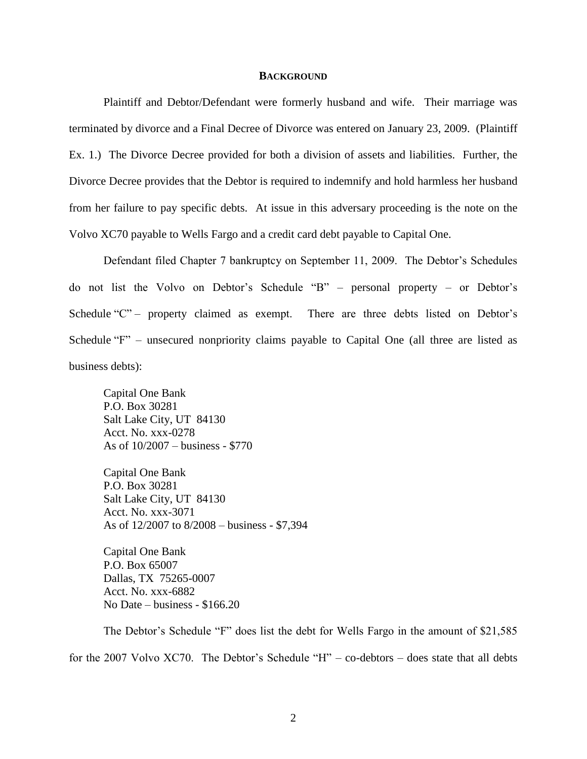## **BACKGROUND**

Plaintiff and Debtor/Defendant were formerly husband and wife. Their marriage was terminated by divorce and a Final Decree of Divorce was entered on January 23, 2009. (Plaintiff Ex. 1.) The Divorce Decree provided for both a division of assets and liabilities. Further, the Divorce Decree provides that the Debtor is required to indemnify and hold harmless her husband from her failure to pay specific debts. At issue in this adversary proceeding is the note on the Volvo XC70 payable to Wells Fargo and a credit card debt payable to Capital One.

Defendant filed Chapter 7 bankruptcy on September 11, 2009. The Debtor's Schedules do not list the Volvo on Debtor's Schedule "B" – personal property – or Debtor's Schedule "C" – property claimed as exempt. There are three debts listed on Debtor's Schedule "F" – unsecured nonpriority claims payable to Capital One (all three are listed as business debts):

> Capital One Bank
> P.O. Box 30281
> Salt Lake City, UT 84130
> Acct. No. xxx-0278
> As of 10/2007 – business - $770
>
> Capital One Bank
> P.O. Box 30281
> Salt Lake City, UT 84130
> Acct. No. xxx-3071
> As of 12/2007 to 8/2008 – business - $7,394
>
> Capital One Bank
> P.O. Box 65007
> Dallas, TX 75265-0007
> Acct. No. xxx-6882
> No Date – business - $166.20

The Debtor's Schedule "F" does list the debt for Wells Fargo in the amount of $21,585 for the 2007 Volvo XC70. The Debtor's Schedule "H" – co-debtors – does state that all debts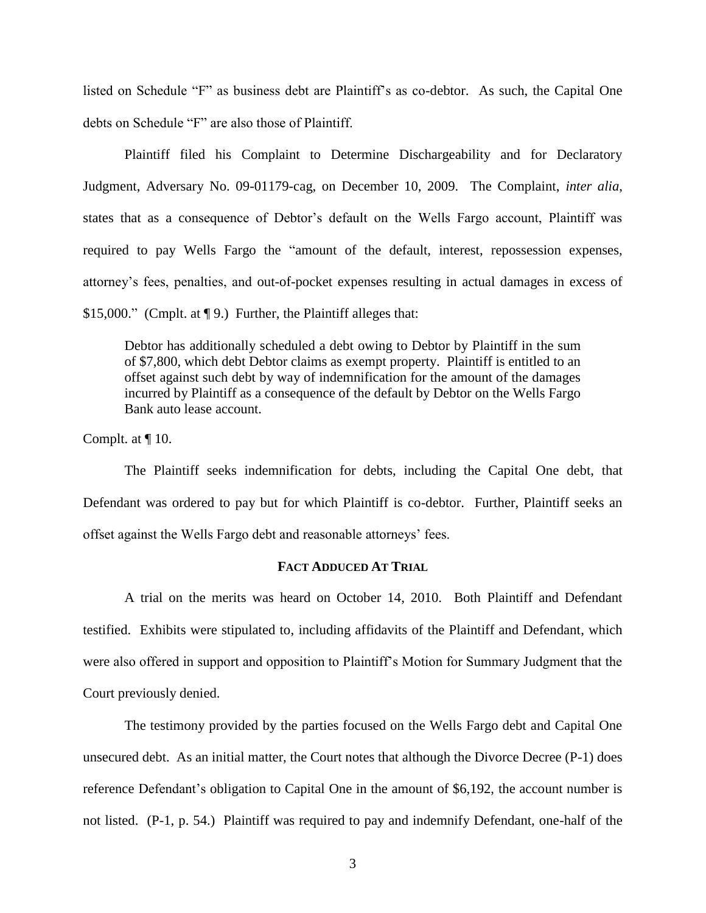listed on Schedule "F" as business debt are Plaintiff's as co-debtor. As such, the Capital One debts on Schedule "F" are also those of Plaintiff.

Plaintiff filed his Complaint to Determine Dischargeability and for Declaratory Judgment, Adversary No. 09-01179-cag, on December 10, 2009. The Complaint, *inter alia*, states that as a consequence of Debtor's default on the Wells Fargo account, Plaintiff was required to pay Wells Fargo the "amount of the default, interest, repossession expenses, attorney's fees, penalties, and out-of-pocket expenses resulting in actual damages in excess of $15,000." (Cmplt. at ¶ 9.) Further, the Plaintiff alleges that:

> Debtor has additionally scheduled a debt owing to Debtor by Plaintiff in the sum of $7,800, which debt Debtor claims as exempt property. Plaintiff is entitled to an offset against such debt by way of indemnification for the amount of the damages incurred by Plaintiff as a consequence of the default by Debtor on the Wells Fargo Bank auto lease account.

Complt. at ¶ 10.

The Plaintiff seeks indemnification for debts, including the Capital One debt, that Defendant was ordered to pay but for which Plaintiff is co-debtor. Further, Plaintiff seeks an offset against the Wells Fargo debt and reasonable attorneys' fees.

## FACT ADDUCED AT TRIAL

A trial on the merits was heard on October 14, 2010. Both Plaintiff and Defendant testified. Exhibits were stipulated to, including affidavits of the Plaintiff and Defendant, which were also offered in support and opposition to Plaintiff's Motion for Summary Judgment that the Court previously denied.

The testimony provided by the parties focused on the Wells Fargo debt and Capital One unsecured debt. As an initial matter, the Court notes that although the Divorce Decree (P-1) does reference Defendant's obligation to Capital One in the amount of $6,192, the account number is not listed. (P-1, p. 54.) Plaintiff was required to pay and indemnify Defendant, one-half of the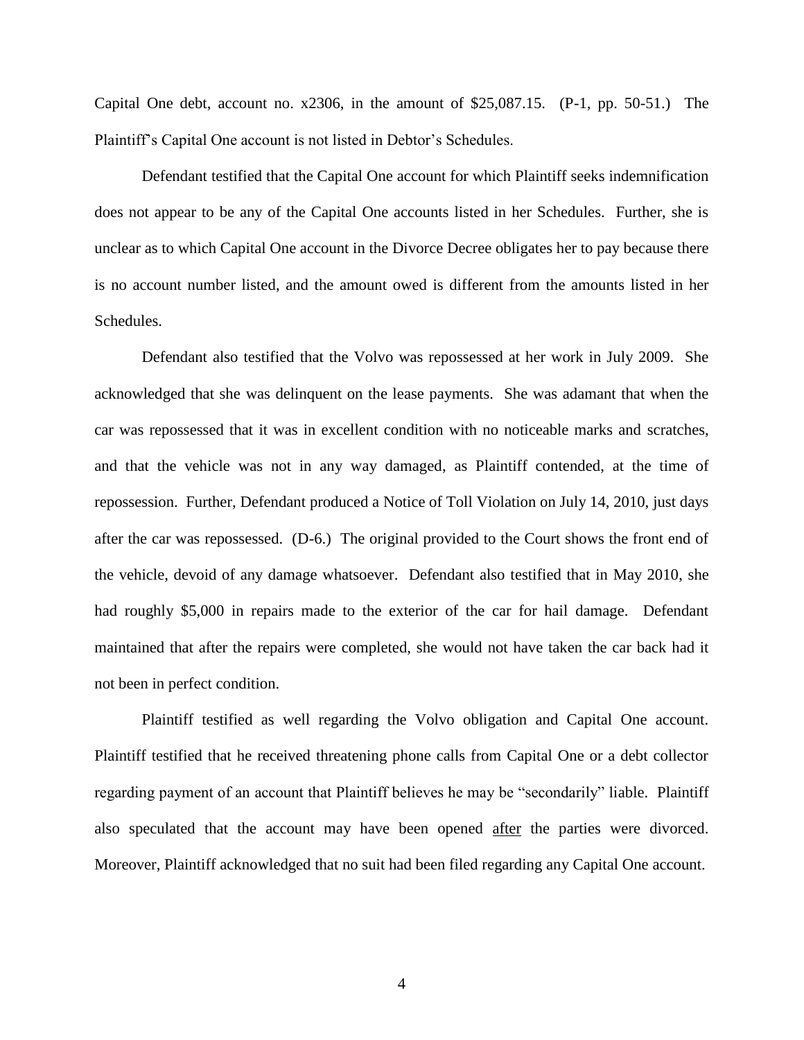Capital One debt, account no. x2306, in the amount of $25,087.15. (P-1, pp. 50-51.) The Plaintiff's Capital One account is not listed in Debtor's Schedules.

Defendant testified that the Capital One account for which Plaintiff seeks indemnification does not appear to be any of the Capital One accounts listed in her Schedules. Further, she is unclear as to which Capital One account in the Divorce Decree obligates her to pay because there is no account number listed, and the amount owed is different from the amounts listed in her Schedules.

Defendant also testified that the Volvo was repossessed at her work in July 2009. She acknowledged that she was delinquent on the lease payments. She was adamant that when the car was repossessed that it was in excellent condition with no noticeable marks and scratches, and that the vehicle was not in any way damaged, as Plaintiff contended, at the time of repossession. Further, Defendant produced a Notice of Toll Violation on July 14, 2010, just days after the car was repossessed. (D-6.) The original provided to the Court shows the front end of the vehicle, devoid of any damage whatsoever. Defendant also testified that in May 2010, she had roughly $5,000 in repairs made to the exterior of the car for hail damage. Defendant maintained that after the repairs were completed, she would not have taken the car back had it not been in perfect condition.

Plaintiff testified as well regarding the Volvo obligation and Capital One account. Plaintiff testified that he received threatening phone calls from Capital One or a debt collector regarding payment of an account that Plaintiff believes he may be "secondarily" liable. Plaintiff also speculated that the account may have been opened <u>after</u> the parties were divorced. Moreover, Plaintiff acknowledged that no suit had been filed regarding any Capital One account.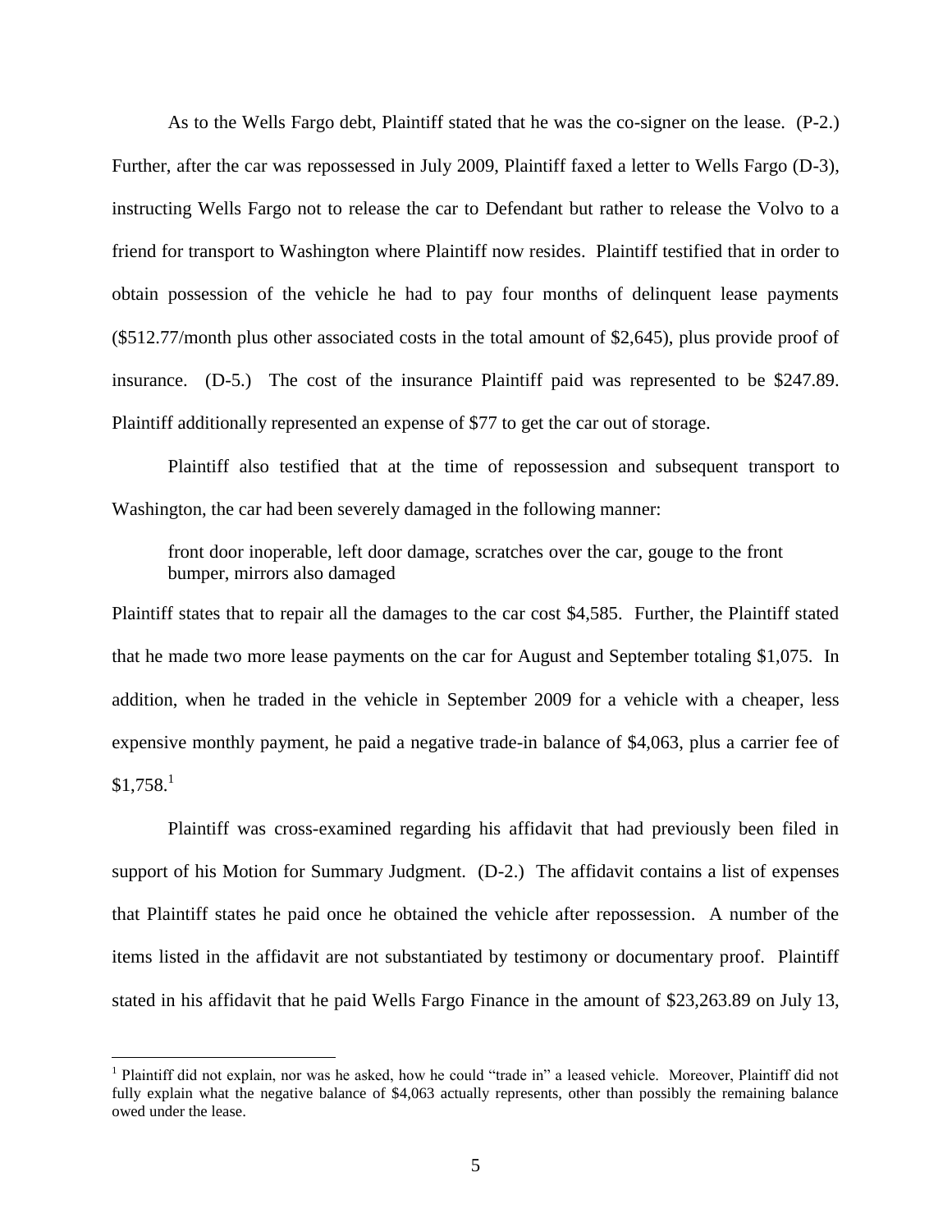As to the Wells Fargo debt, Plaintiff stated that he was the co-signer on the lease. (P-2.) Further, after the car was repossessed in July 2009, Plaintiff faxed a letter to Wells Fargo (D-3), instructing Wells Fargo not to release the car to Defendant but rather to release the Volvo to a friend for transport to Washington where Plaintiff now resides. Plaintiff testified that in order to obtain possession of the vehicle he had to pay four months of delinquent lease payments ($512.77/month plus other associated costs in the total amount of $2,645), plus provide proof of insurance. (D-5.) The cost of the insurance Plaintiff paid was represented to be $247.89. Plaintiff additionally represented an expense of $77 to get the car out of storage.

Plaintiff also testified that at the time of repossession and subsequent transport to Washington, the car had been severely damaged in the following manner:

> front door inoperable, left door damage, scratches over the car, gouge to the front bumper, mirrors also damaged

Plaintiff states that to repair all the damages to the car cost $4,585. Further, the Plaintiff stated that he made two more lease payments on the car for August and September totaling $1,075. In addition, when he traded in the vehicle in September 2009 for a vehicle with a cheaper, less expensive monthly payment, he paid a negative trade-in balance of $4,063, plus a carrier fee of $1,758.[1]

Plaintiff was cross-examined regarding his affidavit that had previously been filed in support of his Motion for Summary Judgment. (D-2.) The affidavit contains a list of expenses that Plaintiff states he paid once he obtained the vehicle after repossession. A number of the items listed in the affidavit are not substantiated by testimony or documentary proof. Plaintiff stated in his affidavit that he paid Wells Fargo Finance in the amount of $23,263.89 on July 13,

---

[1] Plaintiff did not explain, nor was he asked, how he could "trade in" a leased vehicle. Moreover, Plaintiff did not fully explain what the negative balance of $4,063 actually represents, other than possibly the remaining balance owed under the lease.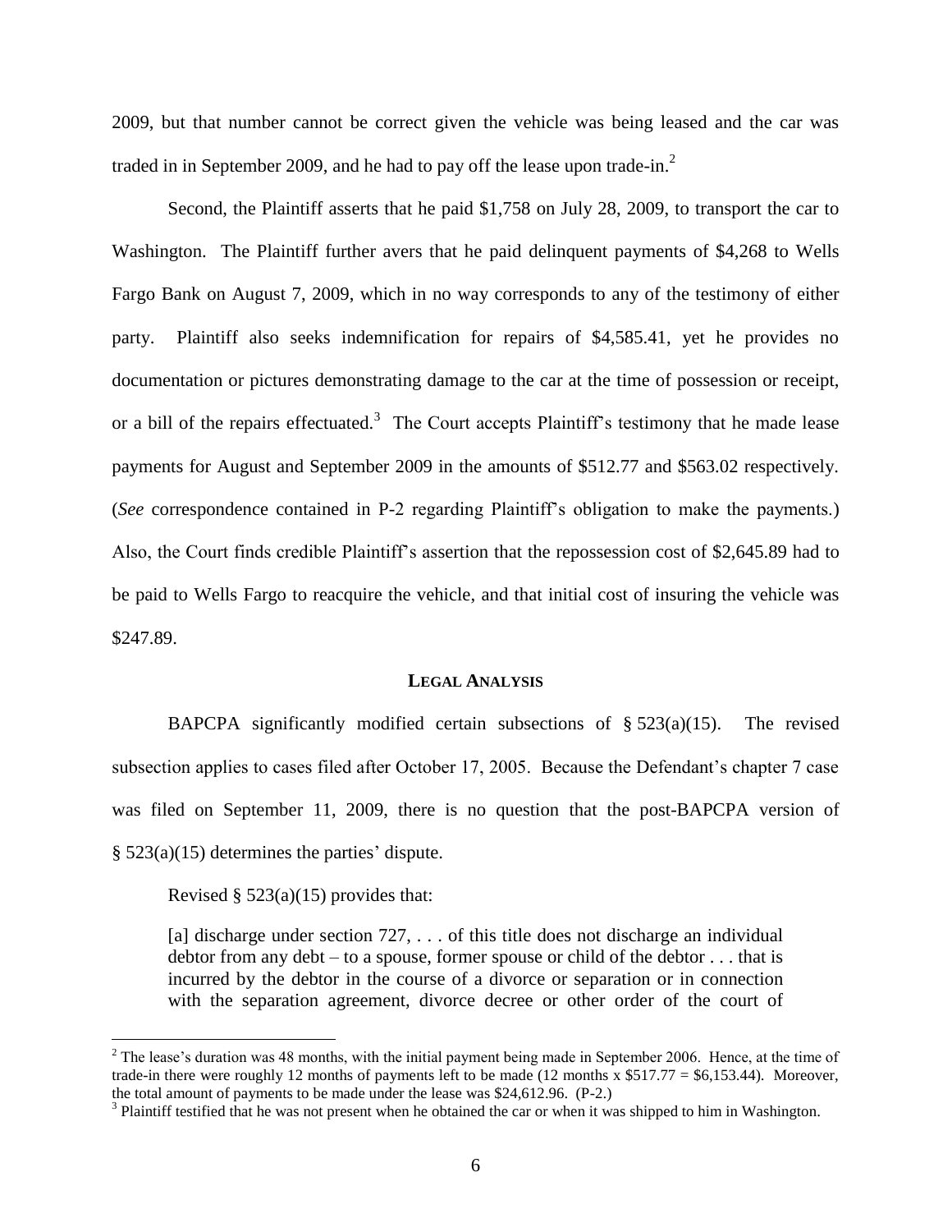2009, but that number cannot be correct given the vehicle was being leased and the car was traded in in September 2009, and he had to pay off the lease upon trade-in.[2]

Second, the Plaintiff asserts that he paid $1,758 on July 28, 2009, to transport the car to Washington. The Plaintiff further avers that he paid delinquent payments of $4,268 to Wells Fargo Bank on August 7, 2009, which in no way corresponds to any of the testimony of either party. Plaintiff also seeks indemnification for repairs of $4,585.41, yet he provides no documentation or pictures demonstrating damage to the car at the time of possession or receipt, or a bill of the repairs effectuated.[3] The Court accepts Plaintiff's testimony that he made lease payments for August and September 2009 in the amounts of $512.77 and $563.02 respectively. (*See* correspondence contained in P-2 regarding Plaintiff's obligation to make the payments.) Also, the Court finds credible Plaintiff's assertion that the repossession cost of $2,645.89 had to be paid to Wells Fargo to reacquire the vehicle, and that initial cost of insuring the vehicle was $247.89.

## LEGAL ANALYSIS

BAPCPA significantly modified certain subsections of § 523(a)(15). The revised subsection applies to cases filed after October 17, 2005. Because the Defendant's chapter 7 case was filed on September 11, 2009, there is no question that the post-BAPCPA version of § 523(a)(15) determines the parties' dispute.

Revised § 523(a)(15) provides that:

> [a] discharge under section 727, . . . of this title does not discharge an individual debtor from any debt – to a spouse, former spouse or child of the debtor . . . that is incurred by the debtor in the course of a divorce or separation or in connection with the separation agreement, divorce decree or other order of the court of

---

[2] The lease's duration was 48 months, with the initial payment being made in September 2006. Hence, at the time of trade-in there were roughly 12 months of payments left to be made (12 months x $517.77 = $6,153.44). Moreover, the total amount of payments to be made under the lease was $24,612.96. (P-2.)

[3] Plaintiff testified that he was not present when he obtained the car or when it was shipped to him in Washington.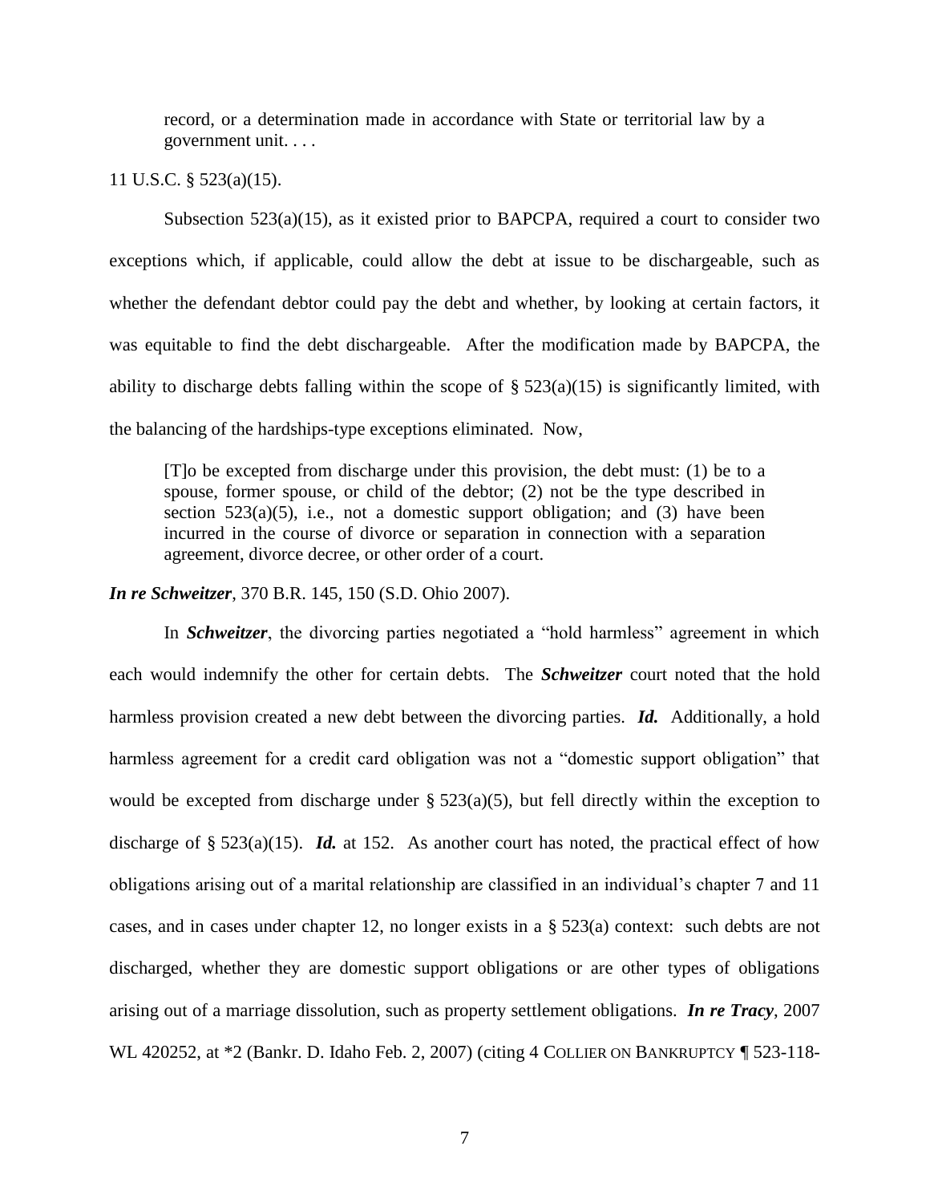> record, or a determination made in accordance with State or territorial law by a government unit. . . .

11 U.S.C. § 523(a)(15).

Subsection 523(a)(15), as it existed prior to BAPCPA, required a court to consider two exceptions which, if applicable, could allow the debt at issue to be dischargeable, such as whether the defendant debtor could pay the debt and whether, by looking at certain factors, it was equitable to find the debt dischargeable. After the modification made by BAPCPA, the ability to discharge debts falling within the scope of § 523(a)(15) is significantly limited, with the balancing of the hardships-type exceptions eliminated. Now,

> [T]o be excepted from discharge under this provision, the debt must: (1) be to a spouse, former spouse, or child of the debtor; (2) not be the type described in section 523(a)(5), i.e., not a domestic support obligation; and (3) have been incurred in the course of divorce or separation in connection with a separation agreement, divorce decree, or other order of a court.

***In re Schweitzer***, 370 B.R. 145, 150 (S.D. Ohio 2007).

In ***Schweitzer***, the divorcing parties negotiated a "hold harmless" agreement in which each would indemnify the other for certain debts. The ***Schweitzer*** court noted that the hold harmless provision created a new debt between the divorcing parties. ***Id.*** Additionally, a hold harmless agreement for a credit card obligation was not a "domestic support obligation" that would be excepted from discharge under § 523(a)(5), but fell directly within the exception to discharge of § 523(a)(15). ***Id.*** at 152. As another court has noted, the practical effect of how obligations arising out of a marital relationship are classified in an individual's chapter 7 and 11 cases, and in cases under chapter 12, no longer exists in a § 523(a) context: such debts are not discharged, whether they are domestic support obligations or are other types of obligations arising out of a marriage dissolution, such as property settlement obligations. ***In re Tracy***, 2007 WL 420252, at *2 (Bankr. D. Idaho Feb. 2, 2007) (citing 4 COLLIER ON BANKRUPTCY ¶ 523-118-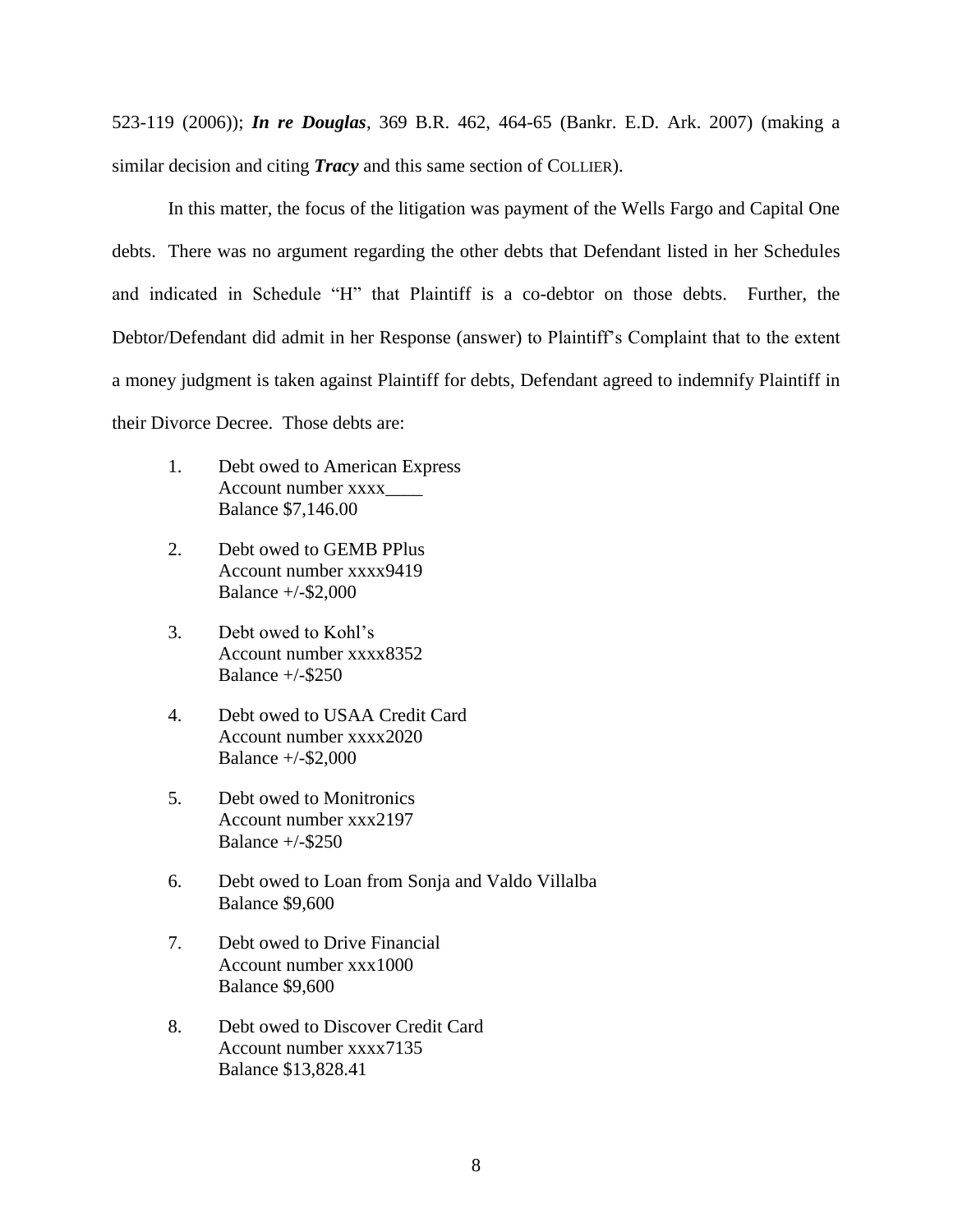523-119 (2006)); ***In re Douglas***, 369 B.R. 462, 464-65 (Bankr. E.D. Ark. 2007) (making a similar decision and citing ***Tracy*** and this same section of COLLIER).

In this matter, the focus of the litigation was payment of the Wells Fargo and Capital One debts. There was no argument regarding the other debts that Defendant listed in her Schedules and indicated in Schedule "H" that Plaintiff is a co-debtor on those debts. Further, the Debtor/Defendant did admit in her Response (answer) to Plaintiff's Complaint that to the extent a money judgment is taken against Plaintiff for debts, Defendant agreed to indemnify Plaintiff in their Divorce Decree. Those debts are:

1. Debt owed to American Express
   Account number xxxx____
   Balance $7,146.00

2. Debt owed to GEMB PPlus
   Account number xxxx9419
   Balance +/-$2,000

3. Debt owed to Kohl's
   Account number xxxx8352
   Balance +/-$250

4. Debt owed to USAA Credit Card
   Account number xxxx2020
   Balance +/-$2,000

5. Debt owed to Monitronics
   Account number xxx2197
   Balance +/-$250

6. Debt owed to Loan from Sonja and Valdo Villalba
   Balance $9,600

7. Debt owed to Drive Financial
   Account number xxx1000
   Balance $9,600

8. Debt owed to Discover Credit Card
   Account number xxxx7135
   Balance $13,828.41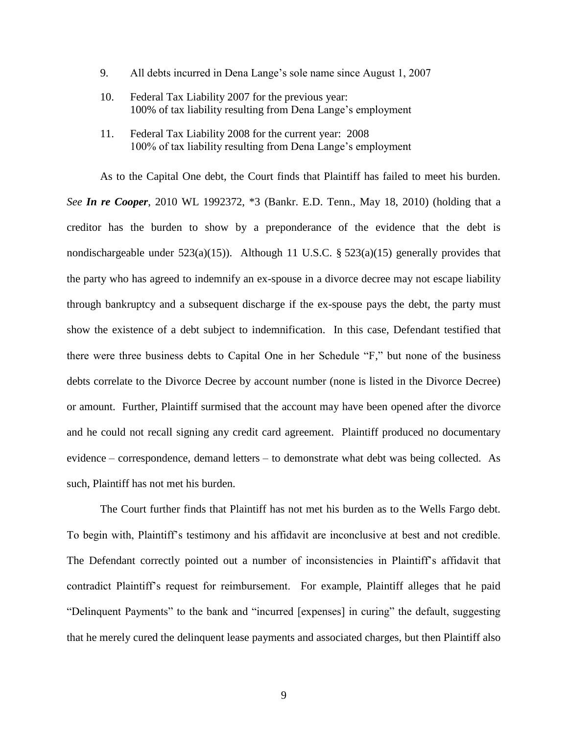9. All debts incurred in Dena Lange's sole name since August 1, 2007

10. Federal Tax Liability 2007 for the previous year:
    100% of tax liability resulting from Dena Lange's employment

11. Federal Tax Liability 2008 for the current year: 2008
    100% of tax liability resulting from Dena Lange's employment

As to the Capital One debt, the Court finds that Plaintiff has failed to meet his burden. *See* ***In re Cooper***, 2010 WL 1992372, *3 (Bankr. E.D. Tenn., May 18, 2010) (holding that a creditor has the burden to show by a preponderance of the evidence that the debt is nondischargeable under 523(a)(15)). Although 11 U.S.C. § 523(a)(15) generally provides that the party who has agreed to indemnify an ex-spouse in a divorce decree may not escape liability through bankruptcy and a subsequent discharge if the ex-spouse pays the debt, the party must show the existence of a debt subject to indemnification. In this case, Defendant testified that there were three business debts to Capital One in her Schedule "F," but none of the business debts correlate to the Divorce Decree by account number (none is listed in the Divorce Decree) or amount. Further, Plaintiff surmised that the account may have been opened after the divorce and he could not recall signing any credit card agreement. Plaintiff produced no documentary evidence – correspondence, demand letters – to demonstrate what debt was being collected. As such, Plaintiff has not met his burden.

The Court further finds that Plaintiff has not met his burden as to the Wells Fargo debt. To begin with, Plaintiff's testimony and his affidavit are inconclusive at best and not credible. The Defendant correctly pointed out a number of inconsistencies in Plaintiff's affidavit that contradict Plaintiff's request for reimbursement. For example, Plaintiff alleges that he paid "Delinquent Payments" to the bank and "incurred [expenses] in curing" the default, suggesting that he merely cured the delinquent lease payments and associated charges, but then Plaintiff also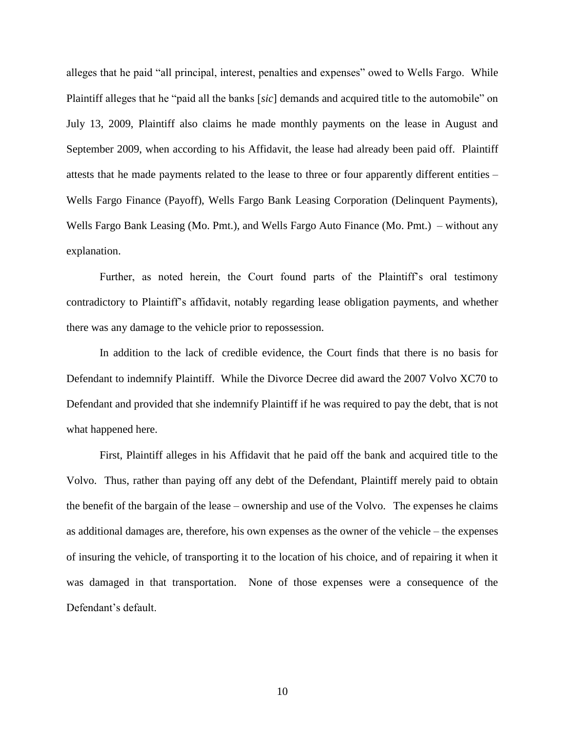alleges that he paid "all principal, interest, penalties and expenses" owed to Wells Fargo. While Plaintiff alleges that he "paid all the banks [*sic*] demands and acquired title to the automobile" on July 13, 2009, Plaintiff also claims he made monthly payments on the lease in August and September 2009, when according to his Affidavit, the lease had already been paid off. Plaintiff attests that he made payments related to the lease to three or four apparently different entities – Wells Fargo Finance (Payoff), Wells Fargo Bank Leasing Corporation (Delinquent Payments), Wells Fargo Bank Leasing (Mo. Pmt.), and Wells Fargo Auto Finance (Mo. Pmt.) – without any explanation.

Further, as noted herein, the Court found parts of the Plaintiff's oral testimony contradictory to Plaintiff's affidavit, notably regarding lease obligation payments, and whether there was any damage to the vehicle prior to repossession.

In addition to the lack of credible evidence, the Court finds that there is no basis for Defendant to indemnify Plaintiff. While the Divorce Decree did award the 2007 Volvo XC70 to Defendant and provided that she indemnify Plaintiff if he was required to pay the debt, that is not what happened here.

First, Plaintiff alleges in his Affidavit that he paid off the bank and acquired title to the Volvo. Thus, rather than paying off any debt of the Defendant, Plaintiff merely paid to obtain the benefit of the bargain of the lease – ownership and use of the Volvo. The expenses he claims as additional damages are, therefore, his own expenses as the owner of the vehicle – the expenses of insuring the vehicle, of transporting it to the location of his choice, and of repairing it when it was damaged in that transportation. None of those expenses were a consequence of the Defendant's default.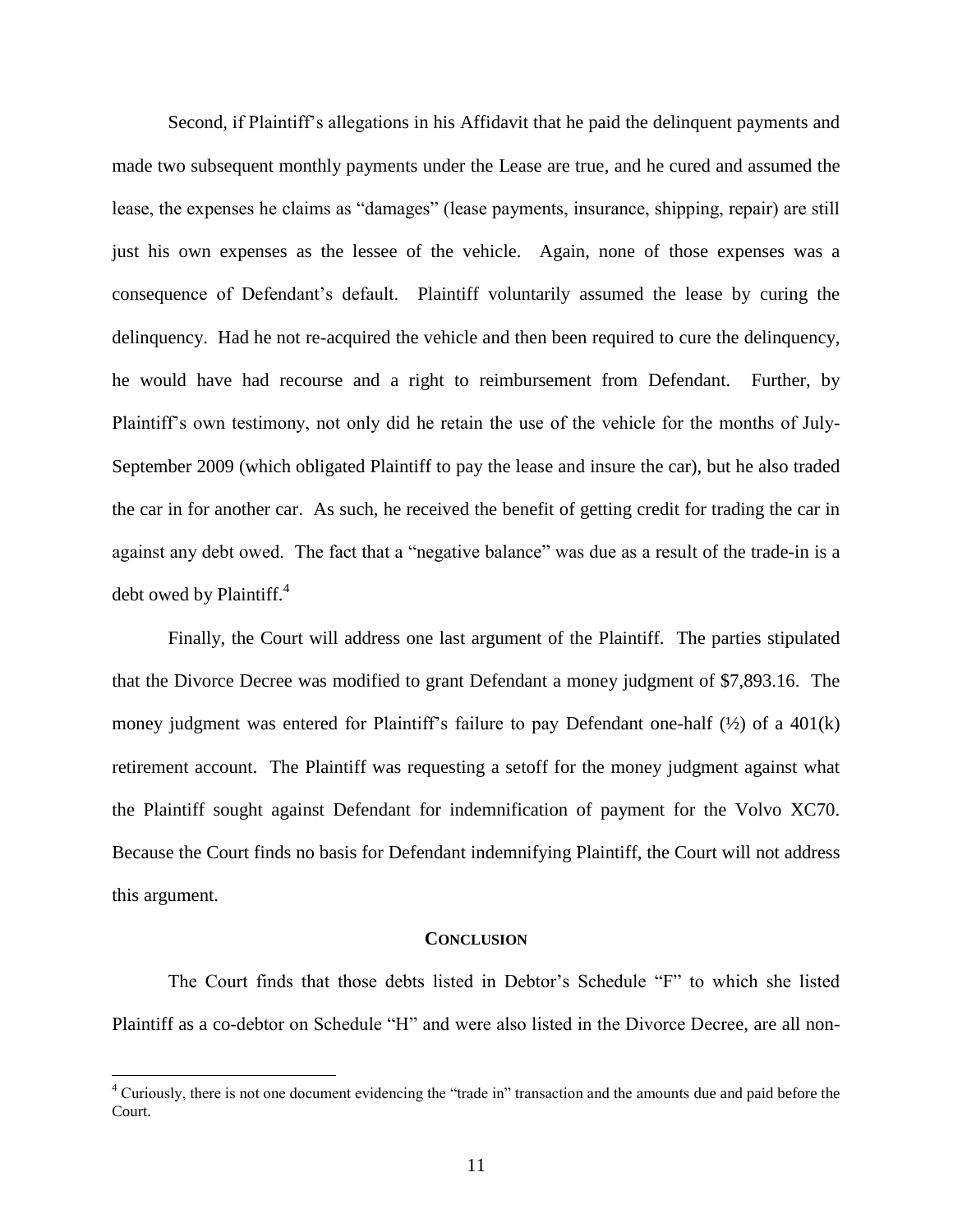Second, if Plaintiff's allegations in his Affidavit that he paid the delinquent payments and made two subsequent monthly payments under the Lease are true, and he cured and assumed the lease, the expenses he claims as "damages" (lease payments, insurance, shipping, repair) are still just his own expenses as the lessee of the vehicle. Again, none of those expenses was a consequence of Defendant's default. Plaintiff voluntarily assumed the lease by curing the delinquency. Had he not re-acquired the vehicle and then been required to cure the delinquency, he would have had recourse and a right to reimbursement from Defendant. Further, by Plaintiff's own testimony, not only did he retain the use of the vehicle for the months of July-September 2009 (which obligated Plaintiff to pay the lease and insure the car), but he also traded the car in for another car. As such, he received the benefit of getting credit for trading the car in against any debt owed. The fact that a "negative balance" was due as a result of the trade-in is a debt owed by Plaintiff.[4]

Finally, the Court will address one last argument of the Plaintiff. The parties stipulated that the Divorce Decree was modified to grant Defendant a money judgment of $7,893.16. The money judgment was entered for Plaintiff's failure to pay Defendant one-half (½) of a 401(k) retirement account. The Plaintiff was requesting a setoff for the money judgment against what the Plaintiff sought against Defendant for indemnification of payment for the Volvo XC70. Because the Court finds no basis for Defendant indemnifying Plaintiff, the Court will not address this argument.

## CONCLUSION

The Court finds that those debts listed in Debtor's Schedule "F" to which she listed Plaintiff as a co-debtor on Schedule "H" and were also listed in the Divorce Decree, are all non-

[4] Curiously, there is not one document evidencing the "trade in" transaction and the amounts due and paid before the Court.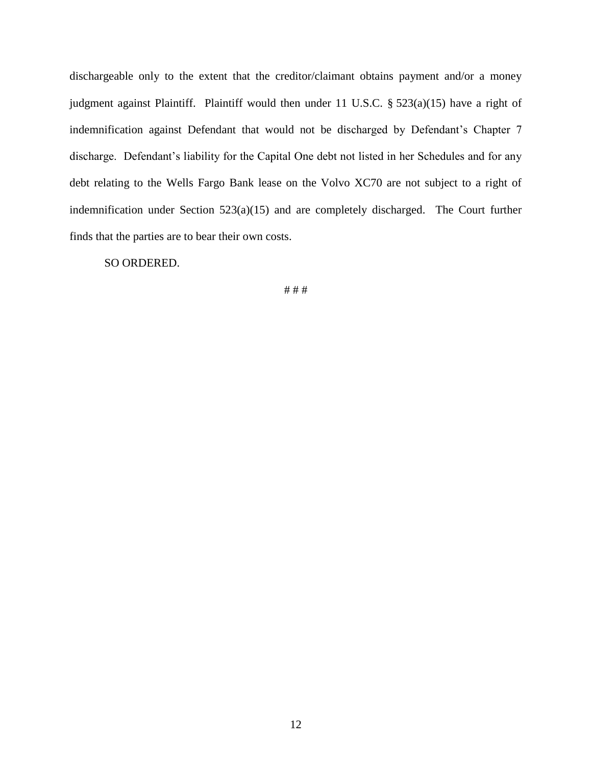dischargeable only to the extent that the creditor/claimant obtains payment and/or a money judgment against Plaintiff. Plaintiff would then under 11 U.S.C. § 523(a)(15) have a right of indemnification against Defendant that would not be discharged by Defendant's Chapter 7 discharge. Defendant's liability for the Capital One debt not listed in her Schedules and for any debt relating to the Wells Fargo Bank lease on the Volvo XC70 are not subject to a right of indemnification under Section 523(a)(15) and are completely discharged. The Court further finds that the parties are to bear their own costs.

SO ORDERED.

# # #